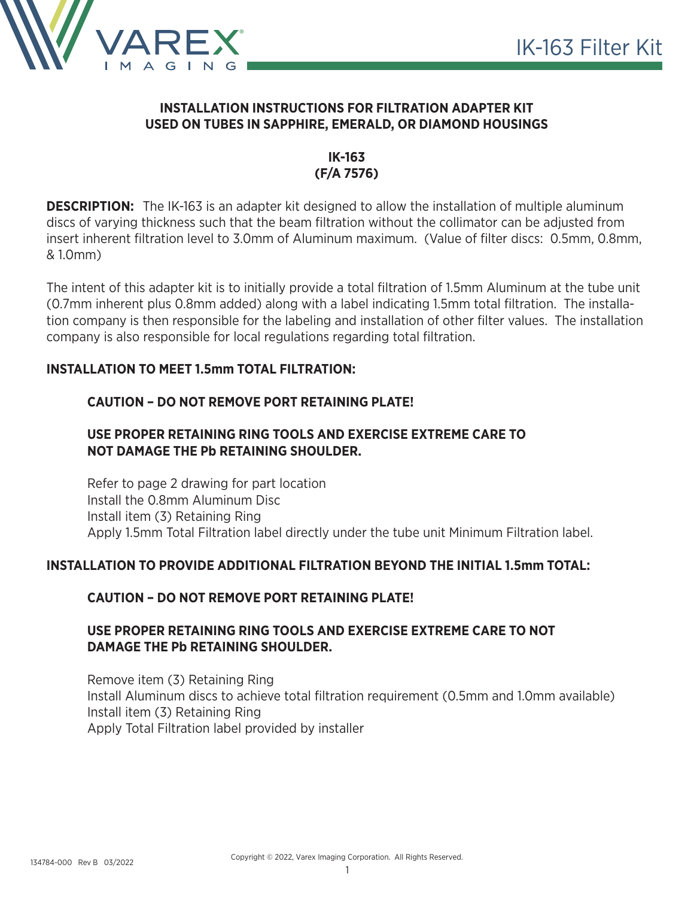VAREX IMAGING

IK-163 Filter Kit

**INSTALLATION INSTRUCTIONS FOR FILTRATION ADAPTER KIT**
**USED ON TUBES IN SAPPHIRE, EMERALD, OR DIAMOND HOUSINGS**

**IK-163**
**(F/A 7576)**

**DESCRIPTION:** The IK-163 is an adapter kit designed to allow the installation of multiple aluminum discs of varying thickness such that the beam filtration without the collimator can be adjusted from insert inherent filtration level to 3.0mm of Aluminum maximum. (Value of filter discs: 0.5mm, 0.8mm, & 1.0mm)

The intent of this adapter kit is to initially provide a total filtration of 1.5mm Aluminum at the tube unit (0.7mm inherent plus 0.8mm added) along with a label indicating 1.5mm total filtration. The installation company is then responsible for the labeling and installation of other filter values. The installation company is also responsible for local regulations regarding total filtration.

**INSTALLATION TO MEET 1.5mm TOTAL FILTRATION:**

**CAUTION – DO NOT REMOVE PORT RETAINING PLATE!**

**USE PROPER RETAINING RING TOOLS AND EXERCISE EXTREME CARE TO NOT DAMAGE THE Pb RETAINING SHOULDER.**

Refer to page 2 drawing for part location
Install the 0.8mm Aluminum Disc
Install item (3) Retaining Ring
Apply 1.5mm Total Filtration label directly under the tube unit Minimum Filtration label.

**INSTALLATION TO PROVIDE ADDITIONAL FILTRATION BEYOND THE INITIAL 1.5mm TOTAL:**

**CAUTION – DO NOT REMOVE PORT RETAINING PLATE!**

**USE PROPER RETAINING RING TOOLS AND EXERCISE EXTREME CARE TO NOT DAMAGE THE Pb RETAINING SHOULDER.**

Remove item (3) Retaining Ring
Install Aluminum discs to achieve total filtration requirement (0.5mm and 1.0mm available)
Install item (3) Retaining Ring
Apply Total Filtration label provided by installer

134784-000 Rev B 03/2022

Copyright © 2022, Varex Imaging Corporation. All Rights Reserved.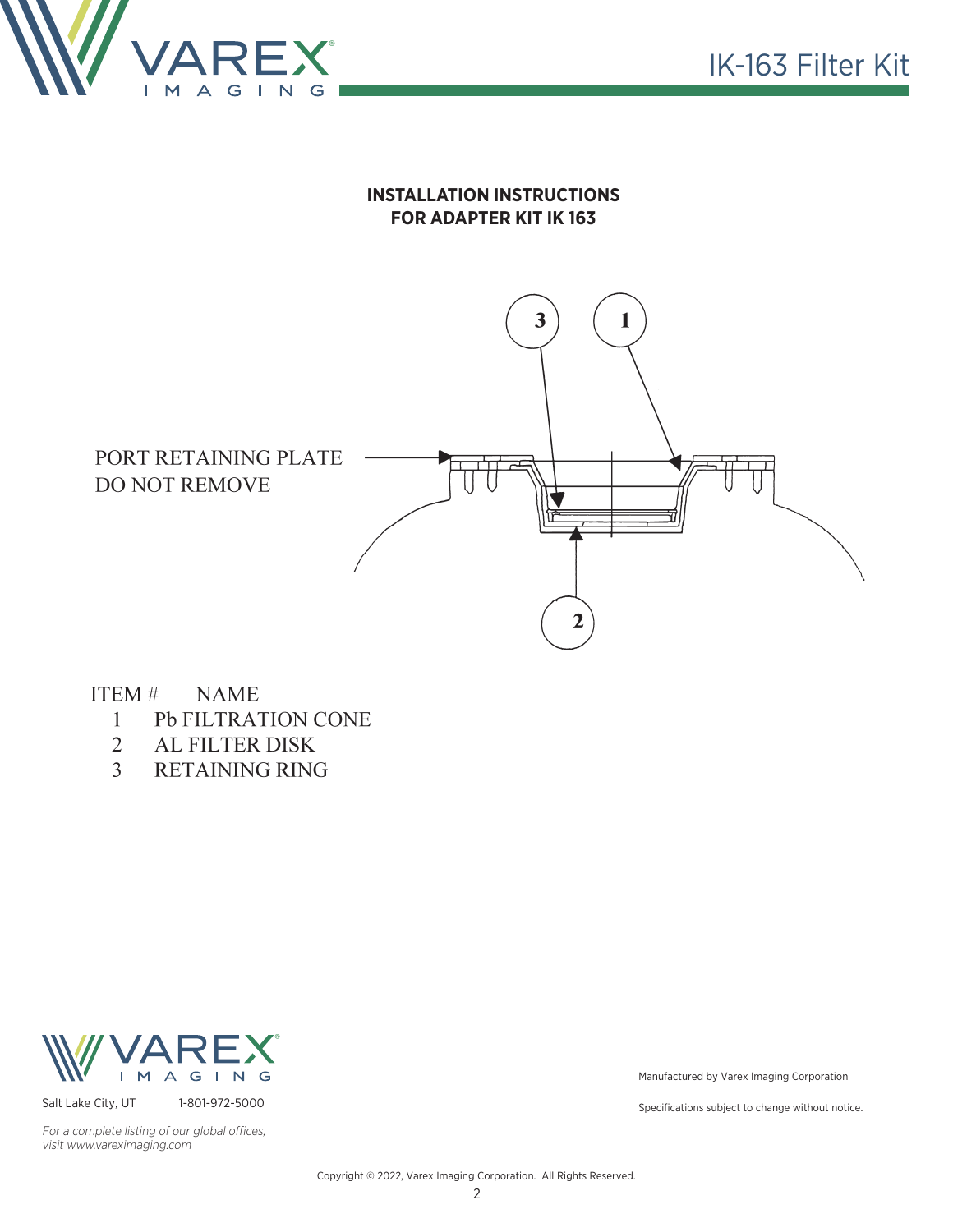**INSTALLATION INSTRUCTIONS**
**FOR ADAPTER KIT IK 163**

PORT RETAINING PLATE
DO NOT REMOVE

3

1

2

| ITEM # | NAME |
|---|---|
| 1 | Pb FILTRATION CONE |
| 2 | AL FILTER DISK |
| 3 | RETAINING RING |

Salt Lake City, UT 1-801-972-5000

*For a complete listing of our global offices, visit www.vareximaging.com*

Manufactured by Varex Imaging Corporation

Specifications subject to change without notice.

Copyright © 2022, Varex Imaging Corporation. All Rights Reserved.